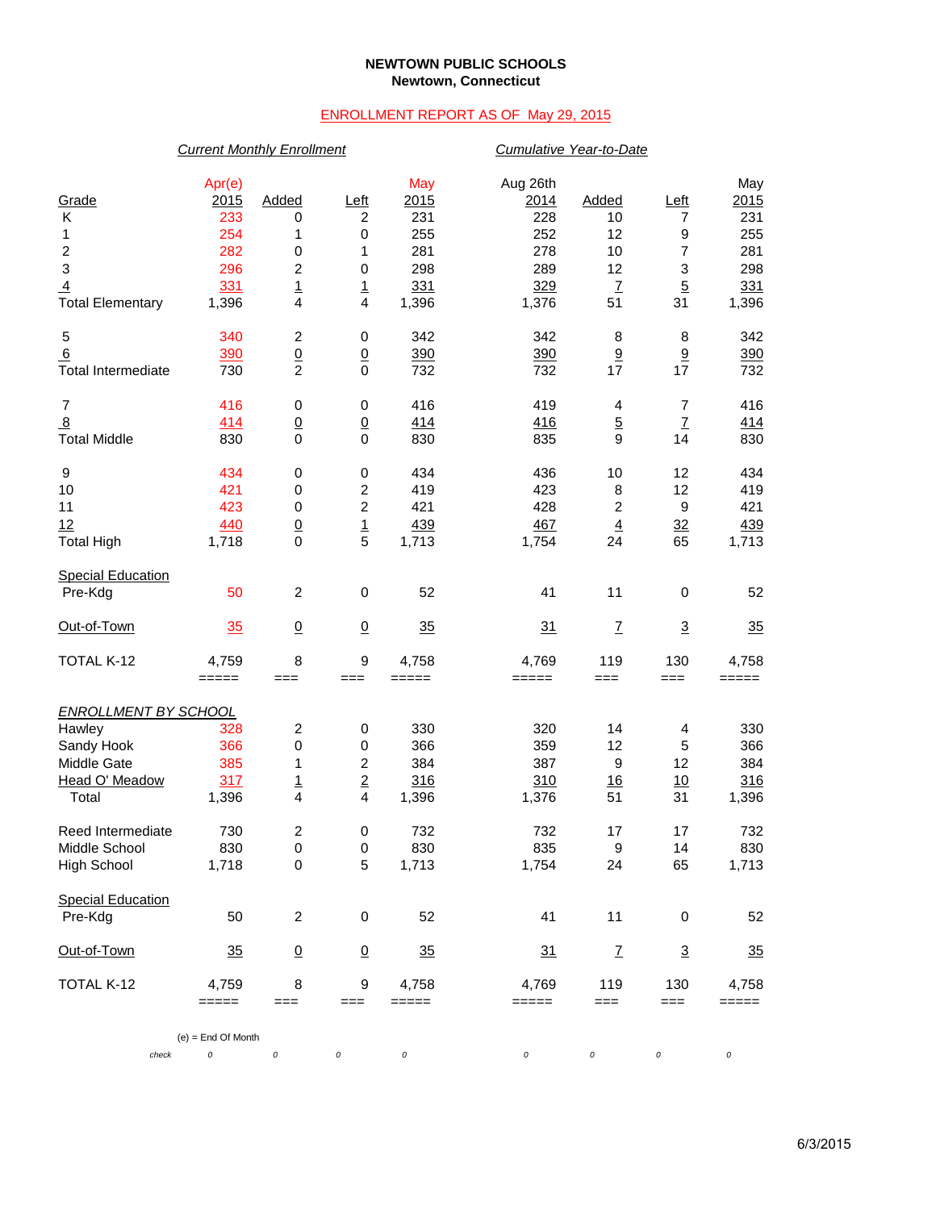**NEWTOWN PUBLIC SCHOOLS**
**Newtown, Connecticut**

ENROLLMENT REPORT AS OF May 29, 2015

| | *Current Monthly Enrollment* | | | | *Cumulative Year-to-Date* | | | |
|---|---|---|---|---|---|---|---|---|
| Grade | Apr(e) 2015 | Added | Left | May 2015 | Aug 26th 2014 | Added | Left | May 2015 |
| K | 233 | 0 | 2 | 231 | 228 | 10 | 7 | 231 |
| 1 | 254 | 1 | 0 | 255 | 252 | 12 | 9 | 255 |
| 2 | 282 | 0 | 1 | 281 | 278 | 10 | 7 | 281 |
| 3 | 296 | 2 | 0 | 298 | 289 | 12 | 3 | 298 |
| 4 | 331 | 1 | 1 | 331 | 329 | 7 | 5 | 331 |
| Total Elementary | 1,396 | 4 | 4 | 1,396 | 1,376 | 51 | 31 | 1,396 |
| 5 | 340 | 2 | 0 | 342 | 342 | 8 | 8 | 342 |
| 6 | 390 | 0 | 0 | 390 | 390 | 9 | 9 | 390 |
| Total Intermediate | 730 | 2 | 0 | 732 | 732 | 17 | 17 | 732 |
| 7 | 416 | 0 | 0 | 416 | 419 | 4 | 7 | 416 |
| 8 | 414 | 0 | 0 | 414 | 416 | 5 | 7 | 414 |
| Total Middle | 830 | 0 | 0 | 830 | 835 | 9 | 14 | 830 |
| 9 | 434 | 0 | 0 | 434 | 436 | 10 | 12 | 434 |
| 10 | 421 | 0 | 2 | 419 | 423 | 8 | 12 | 419 |
| 11 | 423 | 0 | 2 | 421 | 428 | 2 | 9 | 421 |
| 12 | 440 | 0 | 1 | 439 | 467 | 4 | 32 | 439 |
| Total High | 1,718 | 0 | 5 | 1,713 | 1,754 | 24 | 65 | 1,713 |
| Special Education Pre-Kdg | 50 | 2 | 0 | 52 | 41 | 11 | 0 | 52 |
| Out-of-Town | 35 | 0 | 0 | 35 | 31 | 7 | 3 | 35 |
| TOTAL K-12 | 4,759 | 8 | 9 | 4,758 | 4,769 | 119 | 130 | 4,758 |

| *ENROLLMENT BY SCHOOL* | Apr(e) 2015 | Added | Left | May 2015 | Aug 26th 2014 | Added | Left | May 2015 |
|---|---|---|---|---|---|---|---|---|
| Hawley | 328 | 2 | 0 | 330 | 320 | 14 | 4 | 330 |
| Sandy Hook | 366 | 0 | 0 | 366 | 359 | 12 | 5 | 366 |
| Middle Gate | 385 | 1 | 2 | 384 | 387 | 9 | 12 | 384 |
| Head O' Meadow | 317 | 1 | 2 | 316 | 310 | 16 | 10 | 316 |
| Total | 1,396 | 4 | 4 | 1,396 | 1,376 | 51 | 31 | 1,396 |
| Reed Intermediate | 730 | 2 | 0 | 732 | 732 | 17 | 17 | 732 |
| Middle School | 830 | 0 | 0 | 830 | 835 | 9 | 14 | 830 |
| High School | 1,718 | 0 | 5 | 1,713 | 1,754 | 24 | 65 | 1,713 |
| Special Education Pre-Kdg | 50 | 2 | 0 | 52 | 41 | 11 | 0 | 52 |
| Out-of-Town | 35 | 0 | 0 | 35 | 31 | 7 | 3 | 35 |
| TOTAL K-12 | 4,759 | 8 | 9 | 4,758 | 4,769 | 119 | 130 | 4,758 |
| *check* | 0 | 0 | 0 | 0 | 0 | 0 | 0 | 0 |

(e) = End Of Month

6/3/2015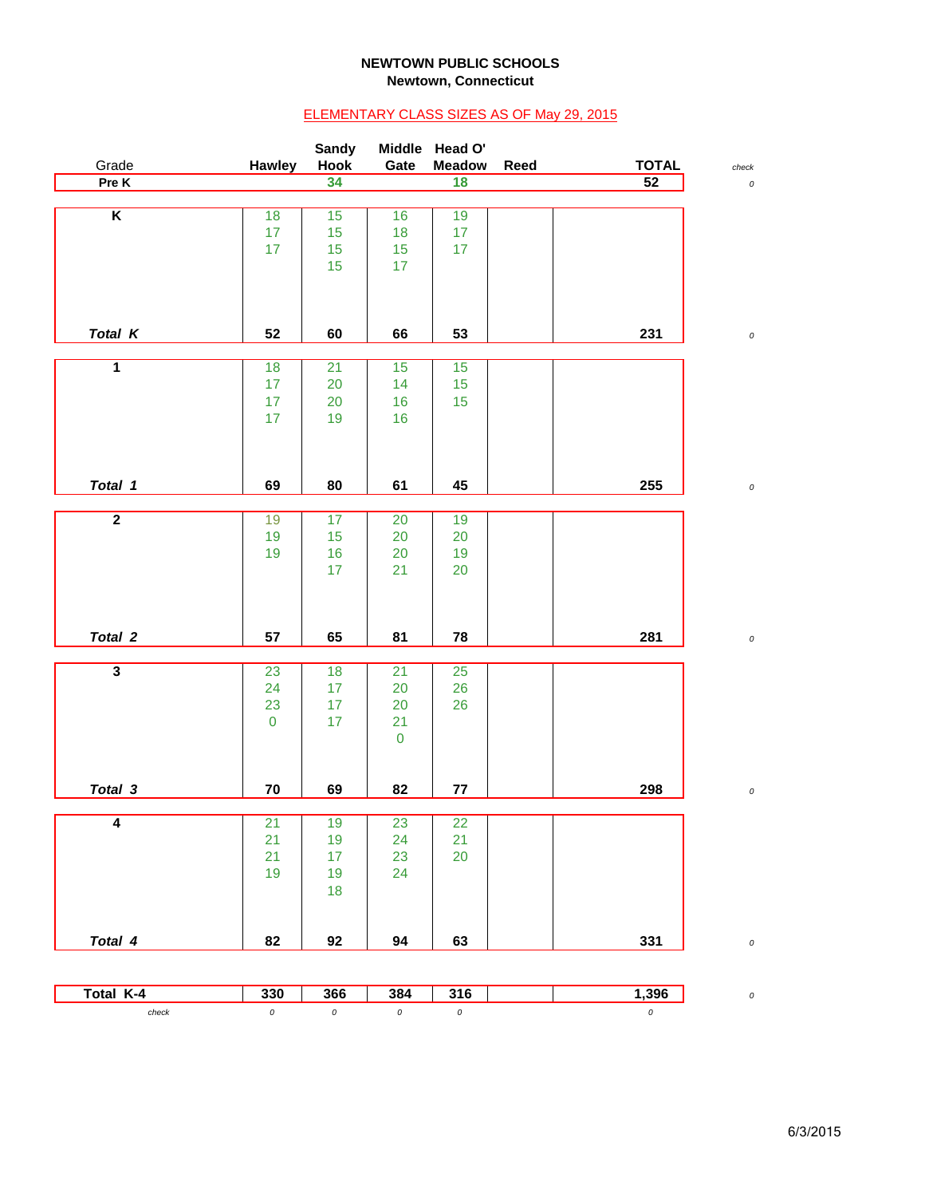**NEWTOWN PUBLIC SCHOOLS**
**Newtown, Connecticut**

ELEMENTARY CLASS SIZES AS OF May 29, 2015

| Grade | Hawley | Sandy Hook | Middle Gate | Head O' Meadow | Reed | TOTAL | check |
|---|---|---|---|---|---|---|---|
| **Pre K** | | **34** | | **18** | | **52** | 0 |
| **K** | 18 | 15 | 16 | 19 | | | |
| | 17 | 15 | 18 | 17 | | | |
| | 17 | 15 | 15 | 17 | | | |
| | | 15 | 17 | | | | |
| ***Total K*** | **52** | **60** | **66** | **53** | | **231** | 0 |
| **1** | 18 | 21 | 15 | 15 | | | |
| | 17 | 20 | 14 | 15 | | | |
| | 17 | 20 | 16 | 15 | | | |
| | 17 | 19 | 16 | | | | |
| ***Total 1*** | **69** | **80** | **61** | **45** | | **255** | 0 |
| **2** | 19 | 17 | 20 | 19 | | | |
| | 19 | 15 | 20 | 20 | | | |
| | 19 | 16 | 20 | 19 | | | |
| | | 17 | 21 | 20 | | | |
| ***Total 2*** | **57** | **65** | **81** | **78** | | **281** | 0 |
| **3** | 23 | 18 | 21 | 25 | | | |
| | 24 | 17 | 20 | 26 | | | |
| | 23 | 17 | 20 | 26 | | | |
| | 0 | 17 | 21 | | | | |
| | | | 0 | | | | |
| ***Total 3*** | **70** | **69** | **82** | **77** | | **298** | 0 |
| **4** | 21 | 19 | 23 | 22 | | | |
| | 21 | 19 | 24 | 21 | | | |
| | 21 | 17 | 23 | 20 | | | |
| | 19 | 19 | 24 | | | | |
| | | 18 | | | | | |
| ***Total 4*** | **82** | **92** | **94** | **63** | | **331** | 0 |
| **Total K-4** | **330** | **366** | **384** | **316** | | **1,396** | 0 |
| *check* | *0* | *0* | *0* | *0* | | *0* | |

6/3/2015